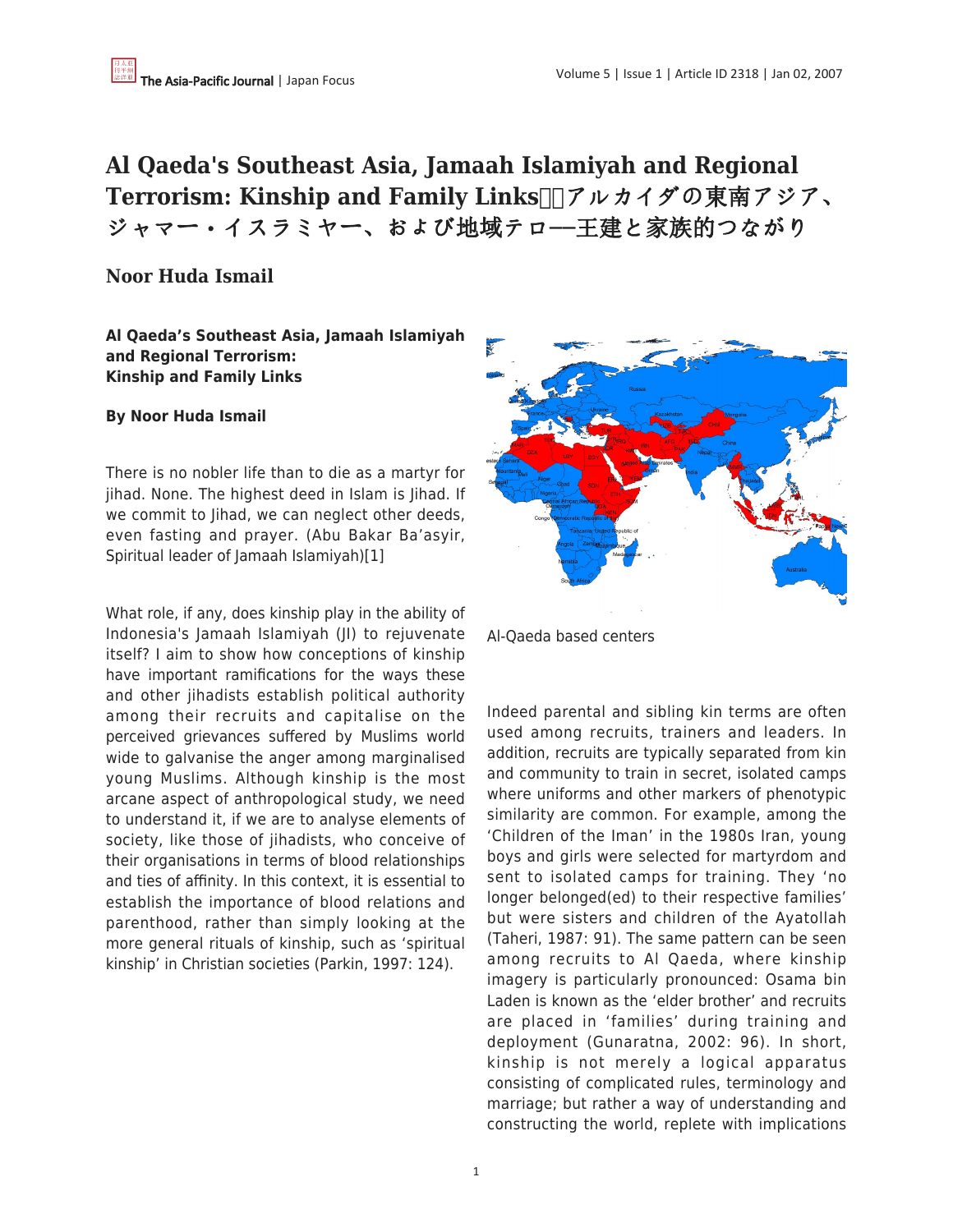# Al Qaeda's Southeast Asia, Jamaah Islamiyah and Regional Terrorism: Kinship and Family Links アルカイダの東南アジア、ジャマー・イスラミヤー、および地域テロ––王建と家族的つながり

## Noor Huda Ismail

**Al Qaeda's Southeast Asia, Jamaah Islamiyah and Regional Terrorism: Kinship and Family Links**

**By Noor Huda Ismail**

There is no nobler life than to die as a martyr for jihad. None. The highest deed in Islam is Jihad. If we commit to Jihad, we can neglect other deeds, even fasting and prayer. (Abu Bakar Ba'asyir, Spiritual leader of Jamaah Islamiyah)[1]

What role, if any, does kinship play in the ability of Indonesia's Jamaah Islamiyah (JI) to rejuvenate itself? I aim to show how conceptions of kinship have important ramifications for the ways these and other jihadists establish political authority among their recruits and capitalise on the perceived grievances suffered by Muslims world wide to galvanise the anger among marginalised young Muslims. Although kinship is the most arcane aspect of anthropological study, we need to understand it, if we are to analyse elements of society, like those of jihadists, who conceive of their organisations in terms of blood relationships and ties of affinity. In this context, it is essential to establish the importance of blood relations and parenthood, rather than simply looking at the more general rituals of kinship, such as 'spiritual kinship' in Christian societies (Parkin, 1997: 124).

Al-Qaeda based centers

Indeed parental and sibling kin terms are often used among recruits, trainers and leaders. In addition, recruits are typically separated from kin and community to train in secret, isolated camps where uniforms and other markers of phenotypic similarity are common. For example, among the 'Children of the Iman' in the 1980s Iran, young boys and girls were selected for martyrdom and sent to isolated camps for training. They 'no longer belonged(ed) to their respective families' but were sisters and children of the Ayatollah (Taheri, 1987: 91). The same pattern can be seen among recruits to Al Qaeda, where kinship imagery is particularly pronounced: Osama bin Laden is known as the 'elder brother' and recruits are placed in 'families' during training and deployment (Gunaratna, 2002: 96). In short, kinship is not merely a logical apparatus consisting of complicated rules, terminology and marriage; but rather a way of understanding and constructing the world, replete with implications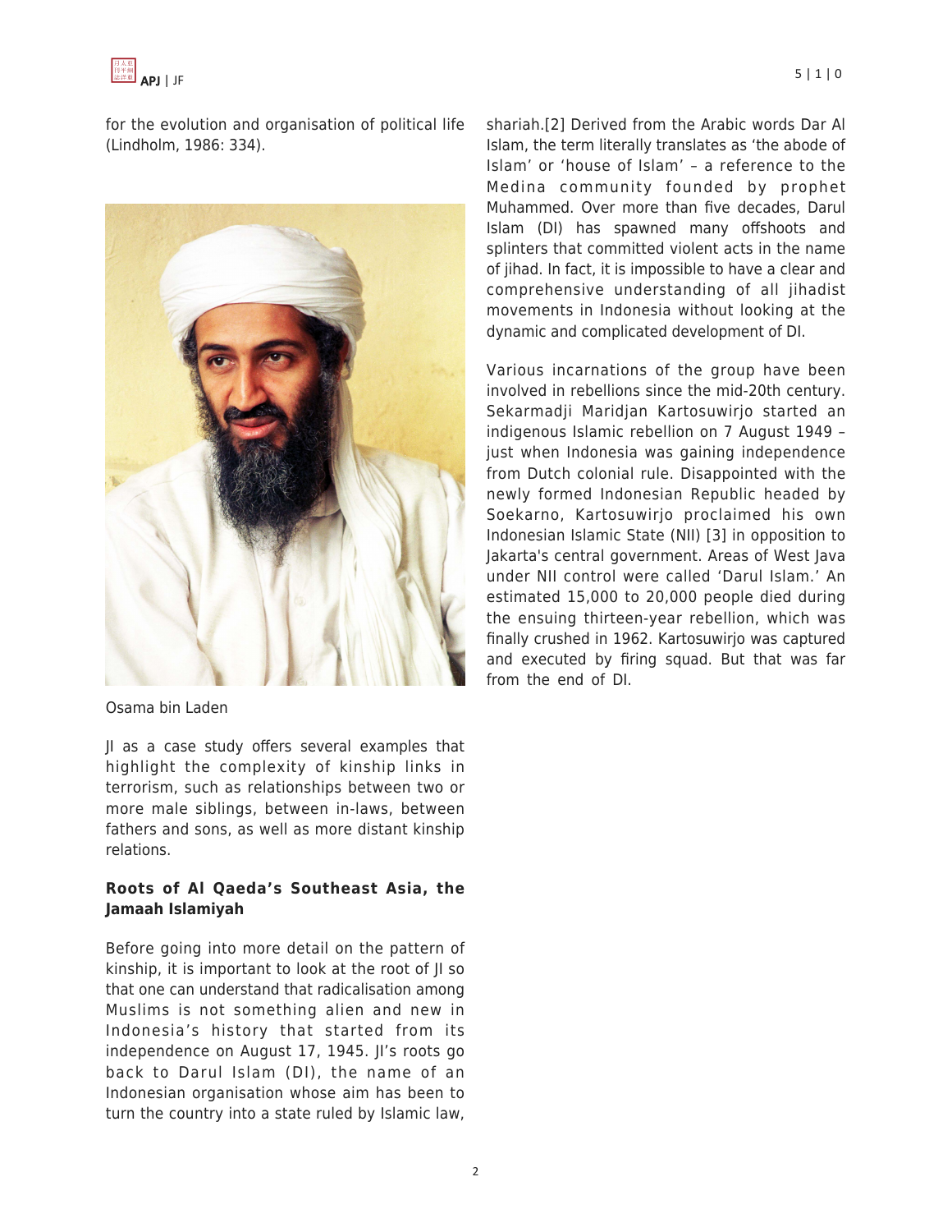for the evolution and organisation of political life (Lindholm, 1986: 334).

Osama bin Laden

JI as a case study offers several examples that highlight the complexity of kinship links in terrorism, such as relationships between two or more male siblings, between in-laws, between fathers and sons, as well as more distant kinship relations.

**Roots of Al Qaeda's Southeast Asia, the Jamaah Islamiyah**

Before going into more detail on the pattern of kinship, it is important to look at the root of JI so that one can understand that radicalisation among Muslims is not something alien and new in Indonesia's history that started from its independence on August 17, 1945. JI's roots go back to Darul Islam (DI), the name of an Indonesian organisation whose aim has been to turn the country into a state ruled by Islamic law, shariah.[2] Derived from the Arabic words Dar Al Islam, the term literally translates as 'the abode of Islam' or 'house of Islam' – a reference to the Medina community founded by prophet Muhammed. Over more than five decades, Darul Islam (DI) has spawned many offshoots and splinters that committed violent acts in the name of jihad. In fact, it is impossible to have a clear and comprehensive understanding of all jihadist movements in Indonesia without looking at the dynamic and complicated development of DI.

Various incarnations of the group have been involved in rebellions since the mid-20th century. Sekarmadji Maridjan Kartosuwirjo started an indigenous Islamic rebellion on 7 August 1949 – just when Indonesia was gaining independence from Dutch colonial rule. Disappointed with the newly formed Indonesian Republic headed by Soekarno, Kartosuwirjo proclaimed his own Indonesian Islamic State (NII) [3] in opposition to Jakarta's central government. Areas of West Java under NII control were called 'Darul Islam.' An estimated 15,000 to 20,000 people died during the ensuing thirteen-year rebellion, which was finally crushed in 1962. Kartosuwirjo was captured and executed by firing squad. But that was far from the end of DI.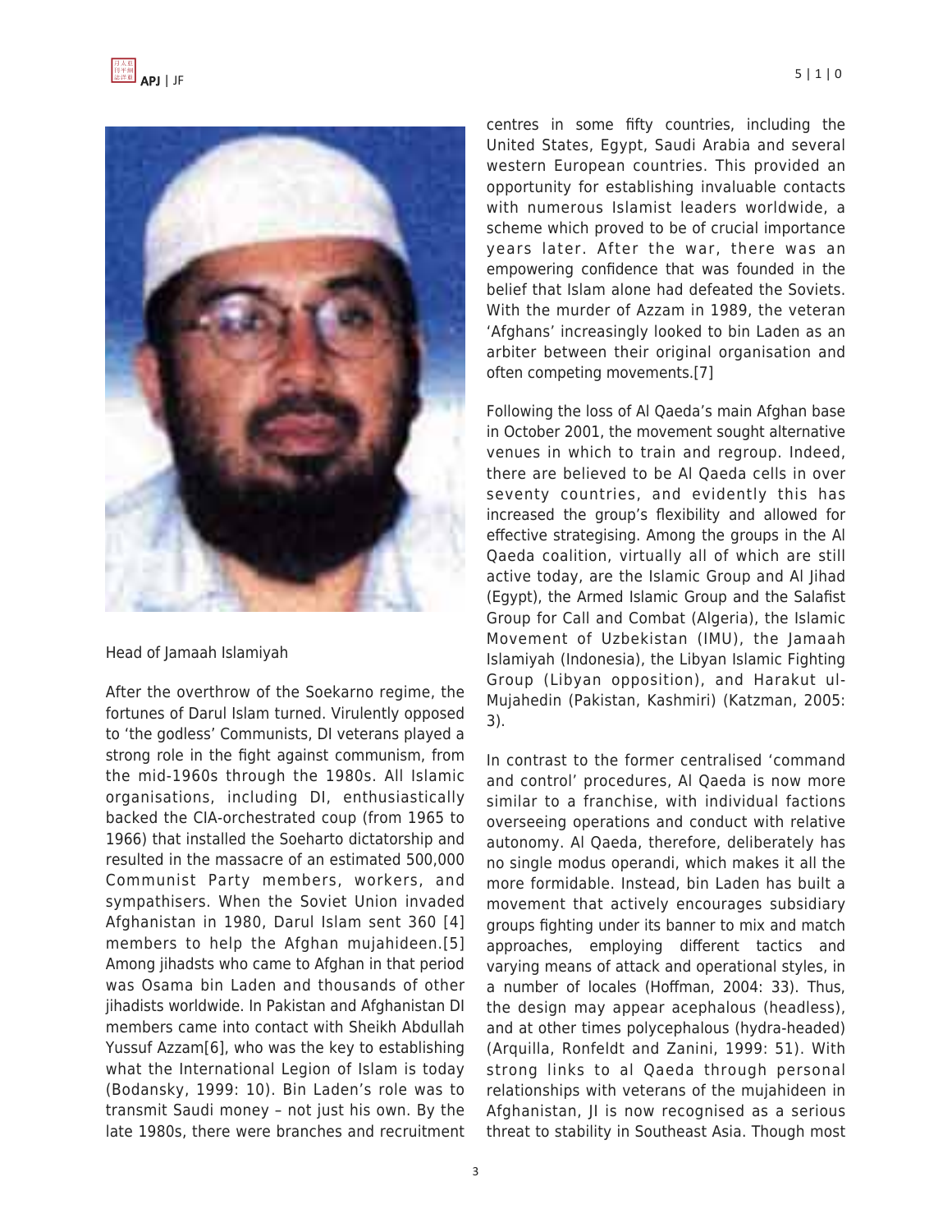Head of Jamaah Islamiyah

After the overthrow of the Soekarno regime, the fortunes of Darul Islam turned. Virulently opposed to 'the godless' Communists, DI veterans played a strong role in the fight against communism, from the mid-1960s through the 1980s. All Islamic organisations, including DI, enthusiastically backed the CIA-orchestrated coup (from 1965 to 1966) that installed the Soeharto dictatorship and resulted in the massacre of an estimated 500,000 Communist Party members, workers, and sympathisers. When the Soviet Union invaded Afghanistan in 1980, Darul Islam sent 360 [4] members to help the Afghan mujahideen.[5] Among jihadsts who came to Afghan in that period was Osama bin Laden and thousands of other jihadists worldwide. In Pakistan and Afghanistan DI members came into contact with Sheikh Abdullah Yussuf Azzam[6], who was the key to establishing what the International Legion of Islam is today (Bodansky, 1999: 10). Bin Laden's role was to transmit Saudi money – not just his own. By the late 1980s, there were branches and recruitment centres in some fifty countries, including the United States, Egypt, Saudi Arabia and several western European countries. This provided an opportunity for establishing invaluable contacts with numerous Islamist leaders worldwide, a scheme which proved to be of crucial importance years later. After the war, there was an empowering confidence that was founded in the belief that Islam alone had defeated the Soviets. With the murder of Azzam in 1989, the veteran 'Afghans' increasingly looked to bin Laden as an arbiter between their original organisation and often competing movements.[7]

Following the loss of Al Qaeda's main Afghan base in October 2001, the movement sought alternative venues in which to train and regroup. Indeed, there are believed to be Al Qaeda cells in over seventy countries, and evidently this has increased the group's flexibility and allowed for effective strategising. Among the groups in the Al Qaeda coalition, virtually all of which are still active today, are the Islamic Group and Al Jihad (Egypt), the Armed Islamic Group and the Salafist Group for Call and Combat (Algeria), the Islamic Movement of Uzbekistan (IMU), the Jamaah Islamiyah (Indonesia), the Libyan Islamic Fighting Group (Libyan opposition), and Harakut ul-Mujahedin (Pakistan, Kashmiri) (Katzman, 2005: 3).

In contrast to the former centralised 'command and control' procedures, Al Qaeda is now more similar to a franchise, with individual factions overseeing operations and conduct with relative autonomy. Al Qaeda, therefore, deliberately has no single modus operandi, which makes it all the more formidable. Instead, bin Laden has built a movement that actively encourages subsidiary groups fighting under its banner to mix and match approaches, employing different tactics and varying means of attack and operational styles, in a number of locales (Hoffman, 2004: 33). Thus, the design may appear acephalous (headless), and at other times polycephalous (hydra-headed) (Arquilla, Ronfeldt and Zanini, 1999: 51). With strong links to al Qaeda through personal relationships with veterans of the mujahideen in Afghanistan, JI is now recognised as a serious threat to stability in Southeast Asia. Though most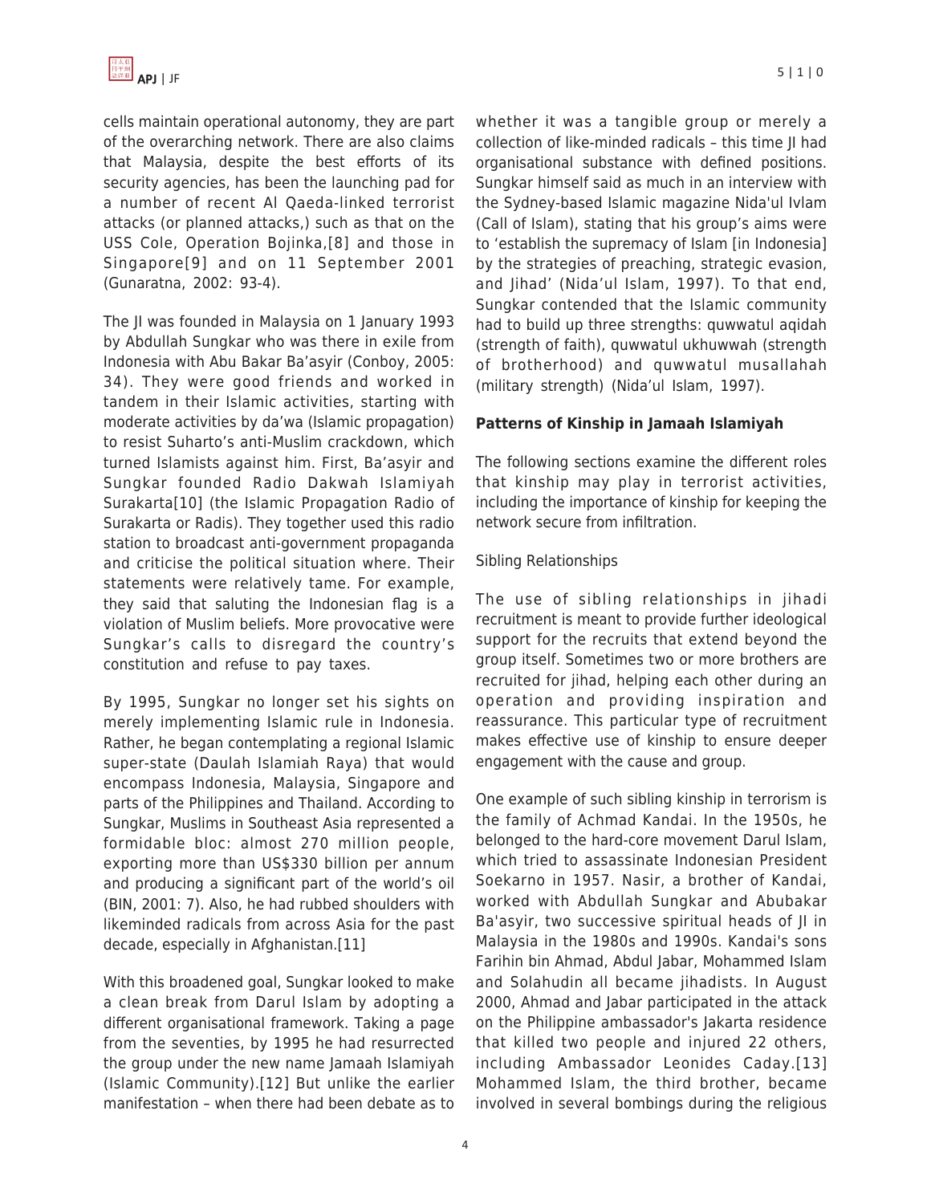cells maintain operational autonomy, they are part of the overarching network. There are also claims that Malaysia, despite the best efforts of its security agencies, has been the launching pad for a number of recent Al Qaeda-linked terrorist attacks (or planned attacks,) such as that on the USS Cole, Operation Bojinka,[8] and those in Singapore[9] and on 11 September 2001 (Gunaratna, 2002: 93-4).

The JI was founded in Malaysia on 1 January 1993 by Abdullah Sungkar who was there in exile from Indonesia with Abu Bakar Ba'asyir (Conboy, 2005: 34). They were good friends and worked in tandem in their Islamic activities, starting with moderate activities by da'wa (Islamic propagation) to resist Suharto's anti-Muslim crackdown, which turned Islamists against him. First, Ba'asyir and Sungkar founded Radio Dakwah Islamiyah Surakarta[10] (the Islamic Propagation Radio of Surakarta or Radis). They together used this radio station to broadcast anti-government propaganda and criticise the political situation where. Their statements were relatively tame. For example, they said that saluting the Indonesian flag is a violation of Muslim beliefs. More provocative were Sungkar's calls to disregard the country's constitution and refuse to pay taxes.

By 1995, Sungkar no longer set his sights on merely implementing Islamic rule in Indonesia. Rather, he began contemplating a regional Islamic super-state (Daulah Islamiah Raya) that would encompass Indonesia, Malaysia, Singapore and parts of the Philippines and Thailand. According to Sungkar, Muslims in Southeast Asia represented a formidable bloc: almost 270 million people, exporting more than US$330 billion per annum and producing a significant part of the world's oil (BIN, 2001: 7). Also, he had rubbed shoulders with likeminded radicals from across Asia for the past decade, especially in Afghanistan.[11]

With this broadened goal, Sungkar looked to make a clean break from Darul Islam by adopting a different organisational framework. Taking a page from the seventies, by 1995 he had resurrected the group under the new name Jamaah Islamiyah (Islamic Community).[12] But unlike the earlier manifestation – when there had been debate as to whether it was a tangible group or merely a collection of like-minded radicals – this time JI had organisational substance with defined positions. Sungkar himself said as much in an interview with the Sydney-based Islamic magazine Nida'ul Ivlam (Call of Islam), stating that his group's aims were to 'establish the supremacy of Islam [in Indonesia] by the strategies of preaching, strategic evasion, and Jihad' (Nida'ul Islam, 1997). To that end, Sungkar contended that the Islamic community had to build up three strengths: quwwatul aqidah (strength of faith), quwwatul ukhuwwah (strength of brotherhood) and quwwatul musallahah (military strength) (Nida'ul Islam, 1997).

**Patterns of Kinship in Jamaah Islamiyah**

The following sections examine the different roles that kinship may play in terrorist activities, including the importance of kinship for keeping the network secure from infiltration.

Sibling Relationships

The use of sibling relationships in jihadi recruitment is meant to provide further ideological support for the recruits that extend beyond the group itself. Sometimes two or more brothers are recruited for jihad, helping each other during an operation and providing inspiration and reassurance. This particular type of recruitment makes effective use of kinship to ensure deeper engagement with the cause and group.

One example of such sibling kinship in terrorism is the family of Achmad Kandai. In the 1950s, he belonged to the hard-core movement Darul Islam, which tried to assassinate Indonesian President Soekarno in 1957. Nasir, a brother of Kandai, worked with Abdullah Sungkar and Abubakar Ba'asyir, two successive spiritual heads of JI in Malaysia in the 1980s and 1990s. Kandai's sons Farihin bin Ahmad, Abdul Jabar, Mohammed Islam and Solahudin all became jihadists. In August 2000, Ahmad and Jabar participated in the attack on the Philippine ambassador's Jakarta residence that killed two people and injured 22 others, including Ambassador Leonides Caday.[13] Mohammed Islam, the third brother, became involved in several bombings during the religious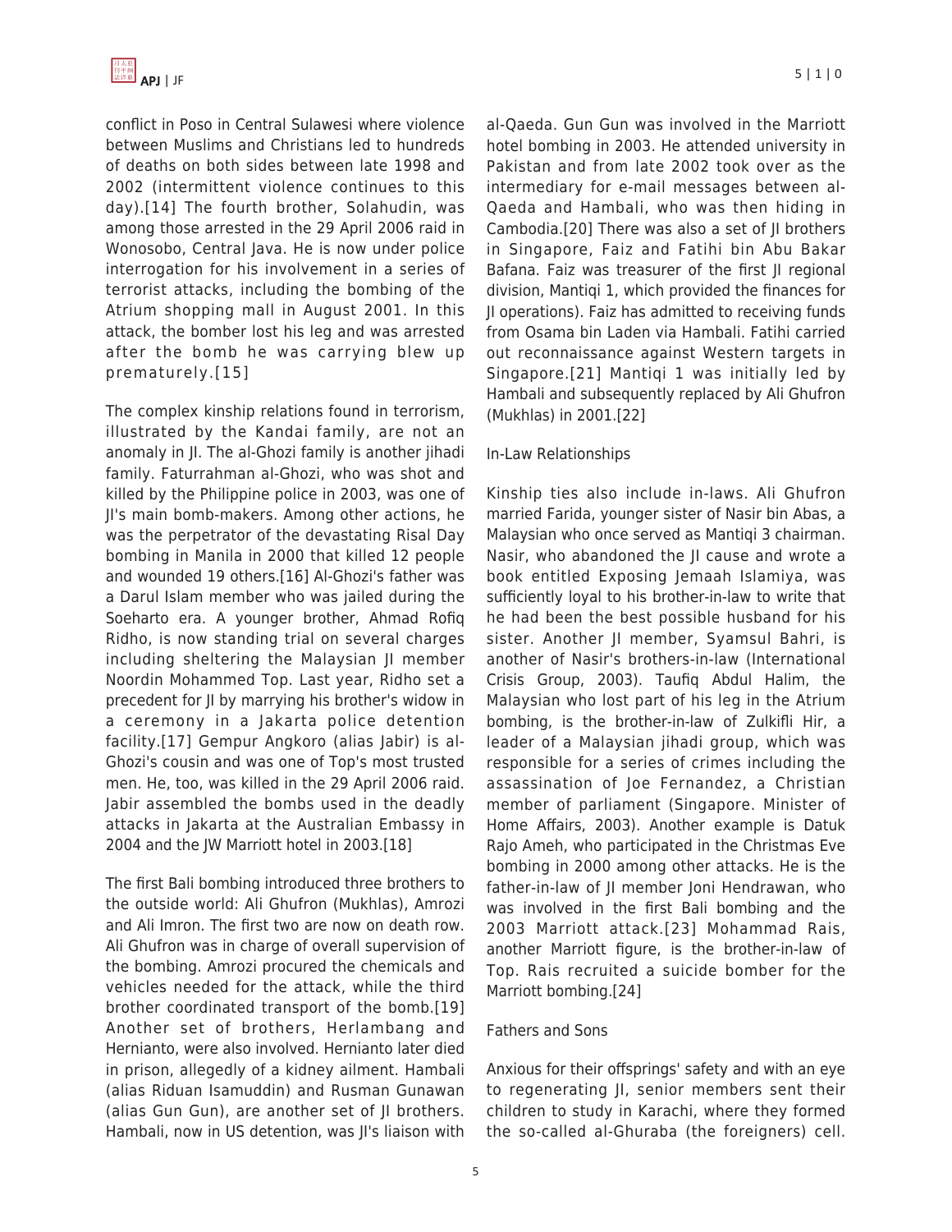conflict in Poso in Central Sulawesi where violence between Muslims and Christians led to hundreds of deaths on both sides between late 1998 and 2002 (intermittent violence continues to this day).[14] The fourth brother, Solahudin, was among those arrested in the 29 April 2006 raid in Wonosobo, Central Java. He is now under police interrogation for his involvement in a series of terrorist attacks, including the bombing of the Atrium shopping mall in August 2001. In this attack, the bomber lost his leg and was arrested after the bomb he was carrying blew up prematurely.[15]

The complex kinship relations found in terrorism, illustrated by the Kandai family, are not an anomaly in JI. The al-Ghozi family is another jihadi family. Faturrahman al-Ghozi, who was shot and killed by the Philippine police in 2003, was one of JI's main bomb-makers. Among other actions, he was the perpetrator of the devastating Risal Day bombing in Manila in 2000 that killed 12 people and wounded 19 others.[16] Al-Ghozi's father was a Darul Islam member who was jailed during the Soeharto era. A younger brother, Ahmad Rofiq Ridho, is now standing trial on several charges including sheltering the Malaysian JI member Noordin Mohammed Top. Last year, Ridho set a precedent for JI by marrying his brother's widow in a ceremony in a Jakarta police detention facility.[17] Gempur Angkoro (alias Jabir) is al-Ghozi's cousin and was one of Top's most trusted men. He, too, was killed in the 29 April 2006 raid. Jabir assembled the bombs used in the deadly attacks in Jakarta at the Australian Embassy in 2004 and the JW Marriott hotel in 2003.[18]

The first Bali bombing introduced three brothers to the outside world: Ali Ghufron (Mukhlas), Amrozi and Ali Imron. The first two are now on death row. Ali Ghufron was in charge of overall supervision of the bombing. Amrozi procured the chemicals and vehicles needed for the attack, while the third brother coordinated transport of the bomb.[19] Another set of brothers, Herlambang and Hernianto, were also involved. Hernianto later died in prison, allegedly of a kidney ailment. Hambali (alias Riduan Isamuddin) and Rusman Gunawan (alias Gun Gun), are another set of JI brothers. Hambali, now in US detention, was JI's liaison with al-Qaeda. Gun Gun was involved in the Marriott hotel bombing in 2003. He attended university in Pakistan and from late 2002 took over as the intermediary for e-mail messages between al-Qaeda and Hambali, who was then hiding in Cambodia.[20] There was also a set of JI brothers in Singapore, Faiz and Fatihi bin Abu Bakar Bafana. Faiz was treasurer of the first JI regional division, Mantiqi 1, which provided the finances for JI operations). Faiz has admitted to receiving funds from Osama bin Laden via Hambali. Fatihi carried out reconnaissance against Western targets in Singapore.[21] Mantiqi 1 was initially led by Hambali and subsequently replaced by Ali Ghufron (Mukhlas) in 2001.[22]

### In-Law Relationships

Kinship ties also include in-laws. Ali Ghufron married Farida, younger sister of Nasir bin Abas, a Malaysian who once served as Mantiqi 3 chairman. Nasir, who abandoned the JI cause and wrote a book entitled Exposing Jemaah Islamiya, was sufficiently loyal to his brother-in-law to write that he had been the best possible husband for his sister. Another JI member, Syamsul Bahri, is another of Nasir's brothers-in-law (International Crisis Group, 2003). Taufiq Abdul Halim, the Malaysian who lost part of his leg in the Atrium bombing, is the brother-in-law of Zulkifli Hir, a leader of a Malaysian jihadi group, which was responsible for a series of crimes including the assassination of Joe Fernandez, a Christian member of parliament (Singapore. Minister of Home Affairs, 2003). Another example is Datuk Rajo Ameh, who participated in the Christmas Eve bombing in 2000 among other attacks. He is the father-in-law of JI member Joni Hendrawan, who was involved in the first Bali bombing and the 2003 Marriott attack.[23] Mohammad Rais, another Marriott figure, is the brother-in-law of Top. Rais recruited a suicide bomber for the Marriott bombing.[24]

### Fathers and Sons

Anxious for their offsprings' safety and with an eye to regenerating JI, senior members sent their children to study in Karachi, where they formed the so-called al-Ghuraba (the foreigners) cell.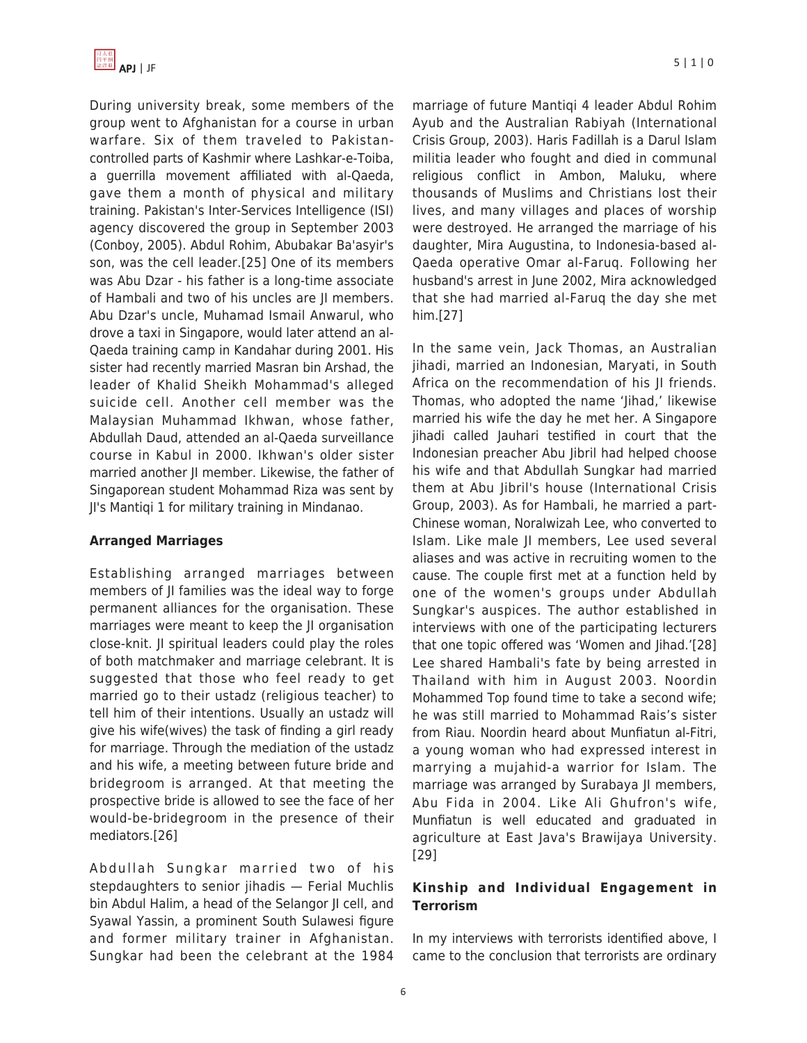During university break, some members of the group went to Afghanistan for a course in urban warfare. Six of them traveled to Pakistan-controlled parts of Kashmir where Lashkar-e-Toiba, a guerrilla movement affiliated with al-Qaeda, gave them a month of physical and military training. Pakistan's Inter-Services Intelligence (ISI) agency discovered the group in September 2003 (Conboy, 2005). Abdul Rohim, Abubakar Ba'asyir's son, was the cell leader.[25] One of its members was Abu Dzar - his father is a long-time associate of Hambali and two of his uncles are JI members. Abu Dzar's uncle, Muhamad Ismail Anwarul, who drove a taxi in Singapore, would later attend an al-Qaeda training camp in Kandahar during 2001. His sister had recently married Masran bin Arshad, the leader of Khalid Sheikh Mohammad's alleged suicide cell. Another cell member was the Malaysian Muhammad Ikhwan, whose father, Abdullah Daud, attended an al-Qaeda surveillance course in Kabul in 2000. Ikhwan's older sister married another JI member. Likewise, the father of Singaporean student Mohammad Riza was sent by JI's Mantiqi 1 for military training in Mindanao.

**Arranged Marriages**

Establishing arranged marriages between members of JI families was the ideal way to forge permanent alliances for the organisation. These marriages were meant to keep the JI organisation close-knit. JI spiritual leaders could play the roles of both matchmaker and marriage celebrant. It is suggested that those who feel ready to get married go to their ustadz (religious teacher) to tell him of their intentions. Usually an ustadz will give his wife(wives) the task of finding a girl ready for marriage. Through the mediation of the ustadz and his wife, a meeting between future bride and bridegroom is arranged. At that meeting the prospective bride is allowed to see the face of her would-be-bridegroom in the presence of their mediators.[26]

Abdullah Sungkar married two of his stepdaughters to senior jihadis — Ferial Muchlis bin Abdul Halim, a head of the Selangor JI cell, and Syawal Yassin, a prominent South Sulawesi figure and former military trainer in Afghanistan. Sungkar had been the celebrant at the 1984 marriage of future Mantiqi 4 leader Abdul Rohim Ayub and the Australian Rabiyah (International Crisis Group, 2003). Haris Fadillah is a Darul Islam militia leader who fought and died in communal religious conflict in Ambon, Maluku, where thousands of Muslims and Christians lost their lives, and many villages and places of worship were destroyed. He arranged the marriage of his daughter, Mira Augustina, to Indonesia-based al-Qaeda operative Omar al-Faruq. Following her husband's arrest in June 2002, Mira acknowledged that she had married al-Faruq the day she met him.[27]

In the same vein, Jack Thomas, an Australian jihadi, married an Indonesian, Maryati, in South Africa on the recommendation of his JI friends. Thomas, who adopted the name 'Jihad,' likewise married his wife the day he met her. A Singapore jihadi called Jauhari testified in court that the Indonesian preacher Abu Jibril had helped choose his wife and that Abdullah Sungkar had married them at Abu Jibril's house (International Crisis Group, 2003). As for Hambali, he married a part-Chinese woman, Noralwizah Lee, who converted to Islam. Like male JI members, Lee used several aliases and was active in recruiting women to the cause. The couple first met at a function held by one of the women's groups under Abdullah Sungkar's auspices. The author established in interviews with one of the participating lecturers that one topic offered was 'Women and Jihad.'[28] Lee shared Hambali's fate by being arrested in Thailand with him in August 2003. Noordin Mohammed Top found time to take a second wife; he was still married to Mohammad Rais's sister from Riau. Noordin heard about Munfiatun al-Fitri, a young woman who had expressed interest in marrying a mujahid-a warrior for Islam. The marriage was arranged by Surabaya JI members, Abu Fida in 2004. Like Ali Ghufron's wife, Munfiatun is well educated and graduated in agriculture at East Java's Brawijaya University.[29]

**Kinship and Individual Engagement in Terrorism**

In my interviews with terrorists identified above, I came to the conclusion that terrorists are ordinary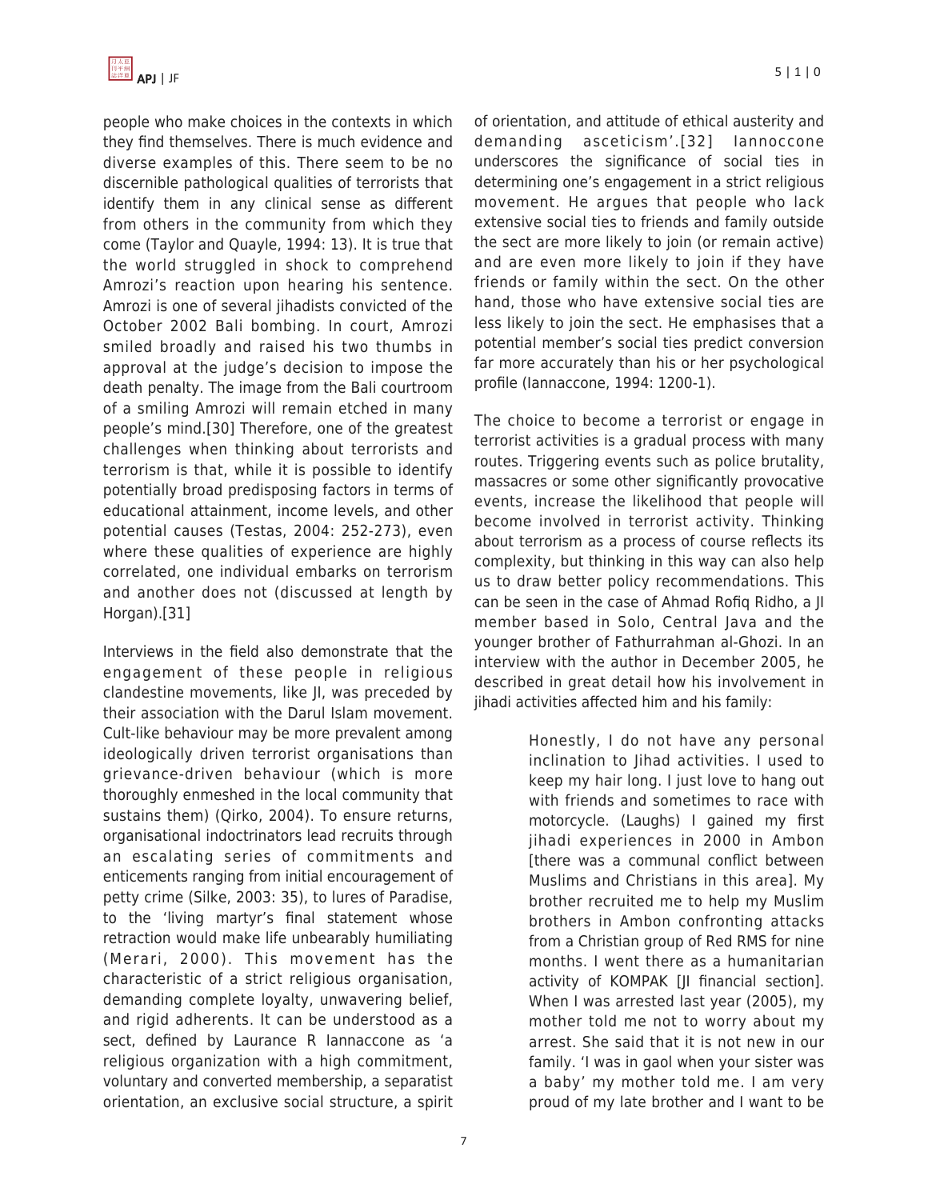people who make choices in the contexts in which they find themselves. There is much evidence and diverse examples of this. There seem to be no discernible pathological qualities of terrorists that identify them in any clinical sense as different from others in the community from which they come (Taylor and Quayle, 1994: 13). It is true that the world struggled in shock to comprehend Amrozi's reaction upon hearing his sentence. Amrozi is one of several jihadists convicted of the October 2002 Bali bombing. In court, Amrozi smiled broadly and raised his two thumbs in approval at the judge's decision to impose the death penalty. The image from the Bali courtroom of a smiling Amrozi will remain etched in many people's mind.[30] Therefore, one of the greatest challenges when thinking about terrorists and terrorism is that, while it is possible to identify potentially broad predisposing factors in terms of educational attainment, income levels, and other potential causes (Testas, 2004: 252-273), even where these qualities of experience are highly correlated, one individual embarks on terrorism and another does not (discussed at length by Horgan).[31]

Interviews in the field also demonstrate that the engagement of these people in religious clandestine movements, like JI, was preceded by their association with the Darul Islam movement. Cult-like behaviour may be more prevalent among ideologically driven terrorist organisations than grievance-driven behaviour (which is more thoroughly enmeshed in the local community that sustains them) (Qirko, 2004). To ensure returns, organisational indoctrinators lead recruits through an escalating series of commitments and enticements ranging from initial encouragement of petty crime (Silke, 2003: 35), to lures of Paradise, to the 'living martyr's final statement whose retraction would make life unbearably humiliating (Merari, 2000). This movement has the characteristic of a strict religious organisation, demanding complete loyalty, unwavering belief, and rigid adherents. It can be understood as a sect, defined by Laurance R Iannaccone as 'a religious organization with a high commitment, voluntary and converted membership, a separatist orientation, an exclusive social structure, a spirit of orientation, and attitude of ethical austerity and demanding asceticism'.[32] Iannoccone underscores the significance of social ties in determining one's engagement in a strict religious movement. He argues that people who lack extensive social ties to friends and family outside the sect are more likely to join (or remain active) and are even more likely to join if they have friends or family within the sect. On the other hand, those who have extensive social ties are less likely to join the sect. He emphasises that a potential member's social ties predict conversion far more accurately than his or her psychological profile (Iannaccone, 1994: 1200-1).

The choice to become a terrorist or engage in terrorist activities is a gradual process with many routes. Triggering events such as police brutality, massacres or some other significantly provocative events, increase the likelihood that people will become involved in terrorist activity. Thinking about terrorism as a process of course reflects its complexity, but thinking in this way can also help us to draw better policy recommendations. This can be seen in the case of Ahmad Rofiq Ridho, a JI member based in Solo, Central Java and the younger brother of Fathurrahman al-Ghozi. In an interview with the author in December 2005, he described in great detail how his involvement in jihadi activities affected him and his family:

> Honestly, I do not have any personal inclination to Jihad activities. I used to keep my hair long. I just love to hang out with friends and sometimes to race with motorcycle. (Laughs) I gained my first jihadi experiences in 2000 in Ambon [there was a communal conflict between Muslims and Christians in this area]. My brother recruited me to help my Muslim brothers in Ambon confronting attacks from a Christian group of Red RMS for nine months. I went there as a humanitarian activity of KOMPAK [JI financial section]. When I was arrested last year (2005), my mother told me not to worry about my arrest. She said that it is not new in our family. 'I was in gaol when your sister was a baby' my mother told me. I am very proud of my late brother and I want to be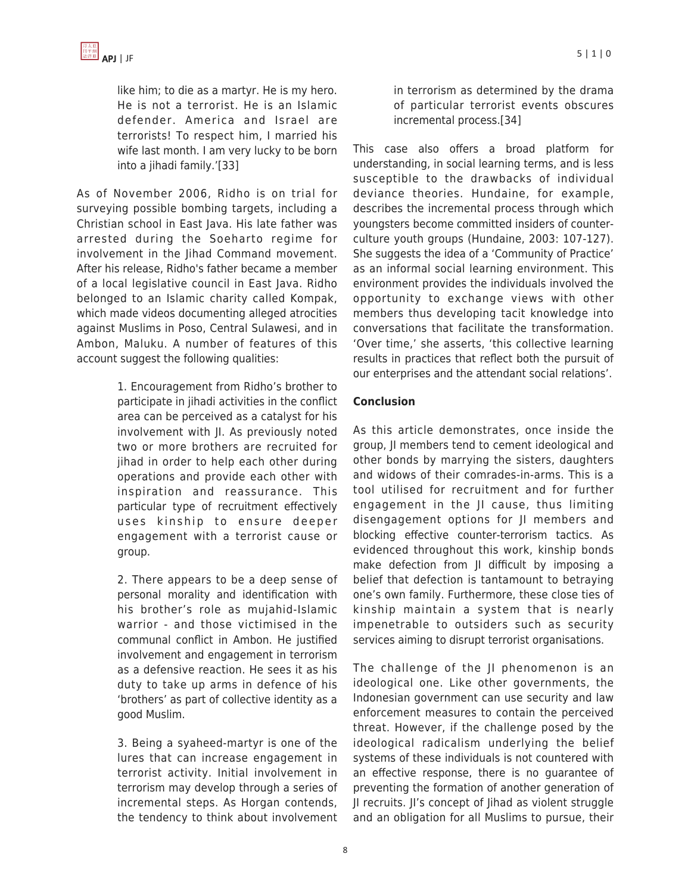like him; to die as a martyr. He is my hero. He is not a terrorist. He is an Islamic defender. America and Israel are terrorists! To respect him, I married his wife last month. I am very lucky to be born into a jihadi family.'[33]

As of November 2006, Ridho is on trial for surveying possible bombing targets, including a Christian school in East Java. His late father was arrested during the Soeharto regime for involvement in the Jihad Command movement. After his release, Ridho's father became a member of a local legislative council in East Java. Ridho belonged to an Islamic charity called Kompak, which made videos documenting alleged atrocities against Muslims in Poso, Central Sulawesi, and in Ambon, Maluku. A number of features of this account suggest the following qualities:

> 1. Encouragement from Ridho's brother to participate in jihadi activities in the conflict area can be perceived as a catalyst for his involvement with JI. As previously noted two or more brothers are recruited for jihad in order to help each other during operations and provide each other with inspiration and reassurance. This particular type of recruitment effectively uses kinship to ensure deeper engagement with a terrorist cause or group.
>
> 2. There appears to be a deep sense of personal morality and identification with his brother's role as mujahid-Islamic warrior - and those victimised in the communal conflict in Ambon. He justified involvement and engagement in terrorism as a defensive reaction. He sees it as his duty to take up arms in defence of his 'brothers' as part of collective identity as a good Muslim.
>
> 3. Being a syaheed-martyr is one of the lures that can increase engagement in terrorist activity. Initial involvement in terrorism may develop through a series of incremental steps. As Horgan contends, the tendency to think about involvement in terrorism as determined by the drama of particular terrorist events obscures incremental process.[34]

This case also offers a broad platform for understanding, in social learning terms, and is less susceptible to the drawbacks of individual deviance theories. Hundaine, for example, describes the incremental process through which youngsters become committed insiders of counter-culture youth groups (Hundaine, 2003: 107-127). She suggests the idea of a 'Community of Practice' as an informal social learning environment. This environment provides the individuals involved the opportunity to exchange views with other members thus developing tacit knowledge into conversations that facilitate the transformation. 'Over time,' she asserts, 'this collective learning results in practices that reflect both the pursuit of our enterprises and the attendant social relations'.

**Conclusion**

As this article demonstrates, once inside the group, JI members tend to cement ideological and other bonds by marrying the sisters, daughters and widows of their comrades-in-arms. This is a tool utilised for recruitment and for further engagement in the JI cause, thus limiting disengagement options for JI members and blocking effective counter-terrorism tactics. As evidenced throughout this work, kinship bonds make defection from JI difficult by imposing a belief that defection is tantamount to betraying one's own family. Furthermore, these close ties of kinship maintain a system that is nearly impenetrable to outsiders such as security services aiming to disrupt terrorist organisations.

The challenge of the JI phenomenon is an ideological one. Like other governments, the Indonesian government can use security and law enforcement measures to contain the perceived threat. However, if the challenge posed by the ideological radicalism underlying the belief systems of these individuals is not countered with an effective response, there is no guarantee of preventing the formation of another generation of JI recruits. JI's concept of Jihad as violent struggle and an obligation for all Muslims to pursue, their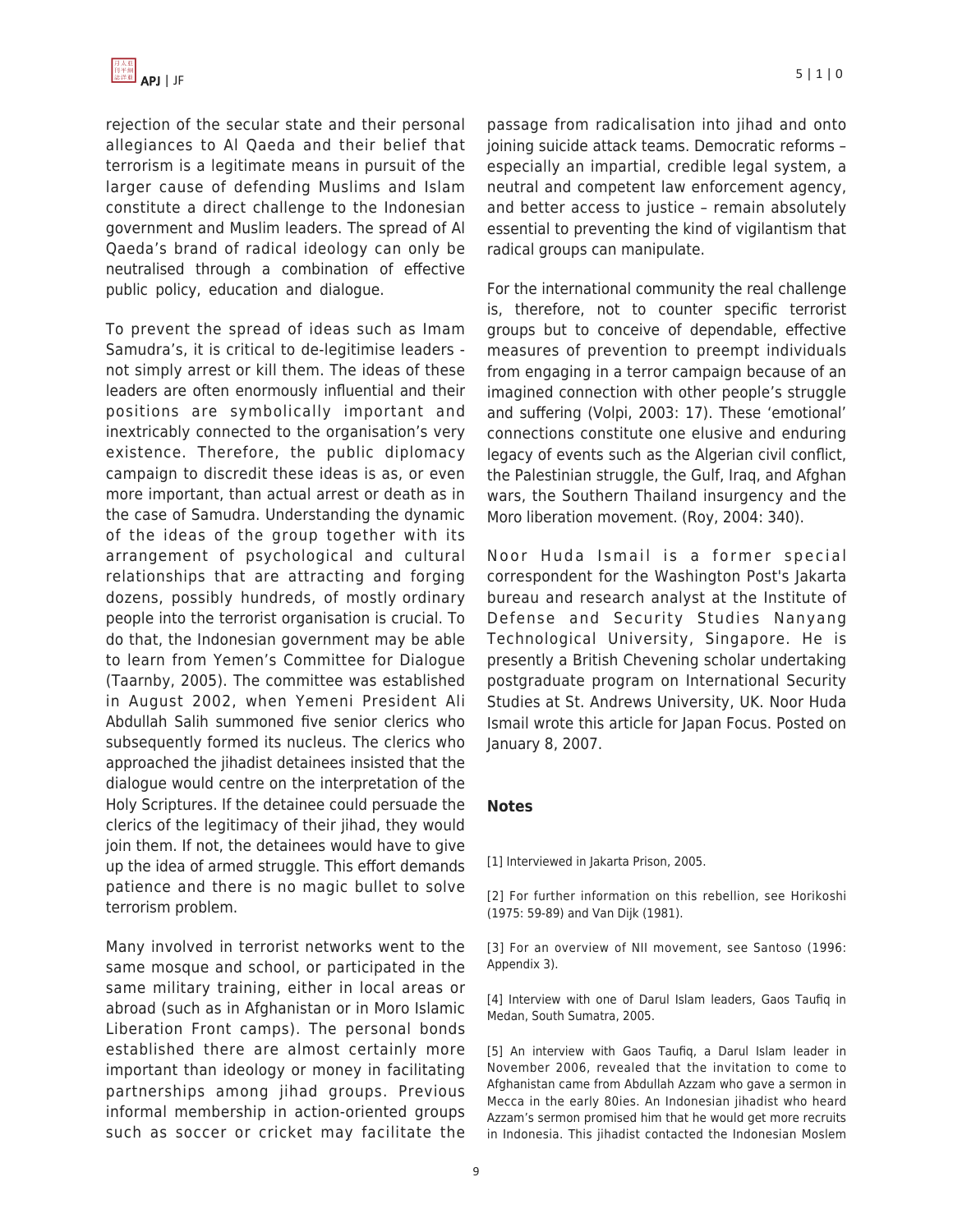rejection of the secular state and their personal allegiances to Al Qaeda and their belief that terrorism is a legitimate means in pursuit of the larger cause of defending Muslims and Islam constitute a direct challenge to the Indonesian government and Muslim leaders. The spread of Al Qaeda's brand of radical ideology can only be neutralised through a combination of effective public policy, education and dialogue.

To prevent the spread of ideas such as Imam Samudra's, it is critical to de-legitimise leaders - not simply arrest or kill them. The ideas of these leaders are often enormously influential and their positions are symbolically important and inextricably connected to the organisation's very existence. Therefore, the public diplomacy campaign to discredit these ideas is as, or even more important, than actual arrest or death as in the case of Samudra. Understanding the dynamic of the ideas of the group together with its arrangement of psychological and cultural relationships that are attracting and forging dozens, possibly hundreds, of mostly ordinary people into the terrorist organisation is crucial. To do that, the Indonesian government may be able to learn from Yemen's Committee for Dialogue (Taarnby, 2005). The committee was established in August 2002, when Yemeni President Ali Abdullah Salih summoned five senior clerics who subsequently formed its nucleus. The clerics who approached the jihadist detainees insisted that the dialogue would centre on the interpretation of the Holy Scriptures. If the detainee could persuade the clerics of the legitimacy of their jihad, they would join them. If not, the detainees would have to give up the idea of armed struggle. This effort demands patience and there is no magic bullet to solve terrorism problem.

Many involved in terrorist networks went to the same mosque and school, or participated in the same military training, either in local areas or abroad (such as in Afghanistan or in Moro Islamic Liberation Front camps). The personal bonds established there are almost certainly more important than ideology or money in facilitating partnerships among jihad groups. Previous informal membership in action-oriented groups such as soccer or cricket may facilitate the passage from radicalisation into jihad and onto joining suicide attack teams. Democratic reforms – especially an impartial, credible legal system, a neutral and competent law enforcement agency, and better access to justice – remain absolutely essential to preventing the kind of vigilantism that radical groups can manipulate.

For the international community the real challenge is, therefore, not to counter specific terrorist groups but to conceive of dependable, effective measures of prevention to preempt individuals from engaging in a terror campaign because of an imagined connection with other people's struggle and suffering (Volpi, 2003: 17). These 'emotional' connections constitute one elusive and enduring legacy of events such as the Algerian civil conflict, the Palestinian struggle, the Gulf, Iraq, and Afghan wars, the Southern Thailand insurgency and the Moro liberation movement. (Roy, 2004: 340).

Noor Huda Ismail is a former special correspondent for the Washington Post's Jakarta bureau and research analyst at the Institute of Defense and Security Studies Nanyang Technological University, Singapore. He is presently a British Chevening scholar undertaking postgraduate program on International Security Studies at St. Andrews University, UK. Noor Huda Ismail wrote this article for Japan Focus. Posted on January 8, 2007.

## Notes

[1] Interviewed in Jakarta Prison, 2005.

[2] For further information on this rebellion, see Horikoshi (1975: 59-89) and Van Dijk (1981).

[3] For an overview of NII movement, see Santoso (1996: Appendix 3).

[4] Interview with one of Darul Islam leaders, Gaos Taufiq in Medan, South Sumatra, 2005.

[5] An interview with Gaos Taufiq, a Darul Islam leader in November 2006, revealed that the invitation to come to Afghanistan came from Abdullah Azzam who gave a sermon in Mecca in the early 80ies. An Indonesian jihadist who heard Azzam's sermon promised him that he would get more recruits in Indonesia. This jihadist contacted the Indonesian Moslem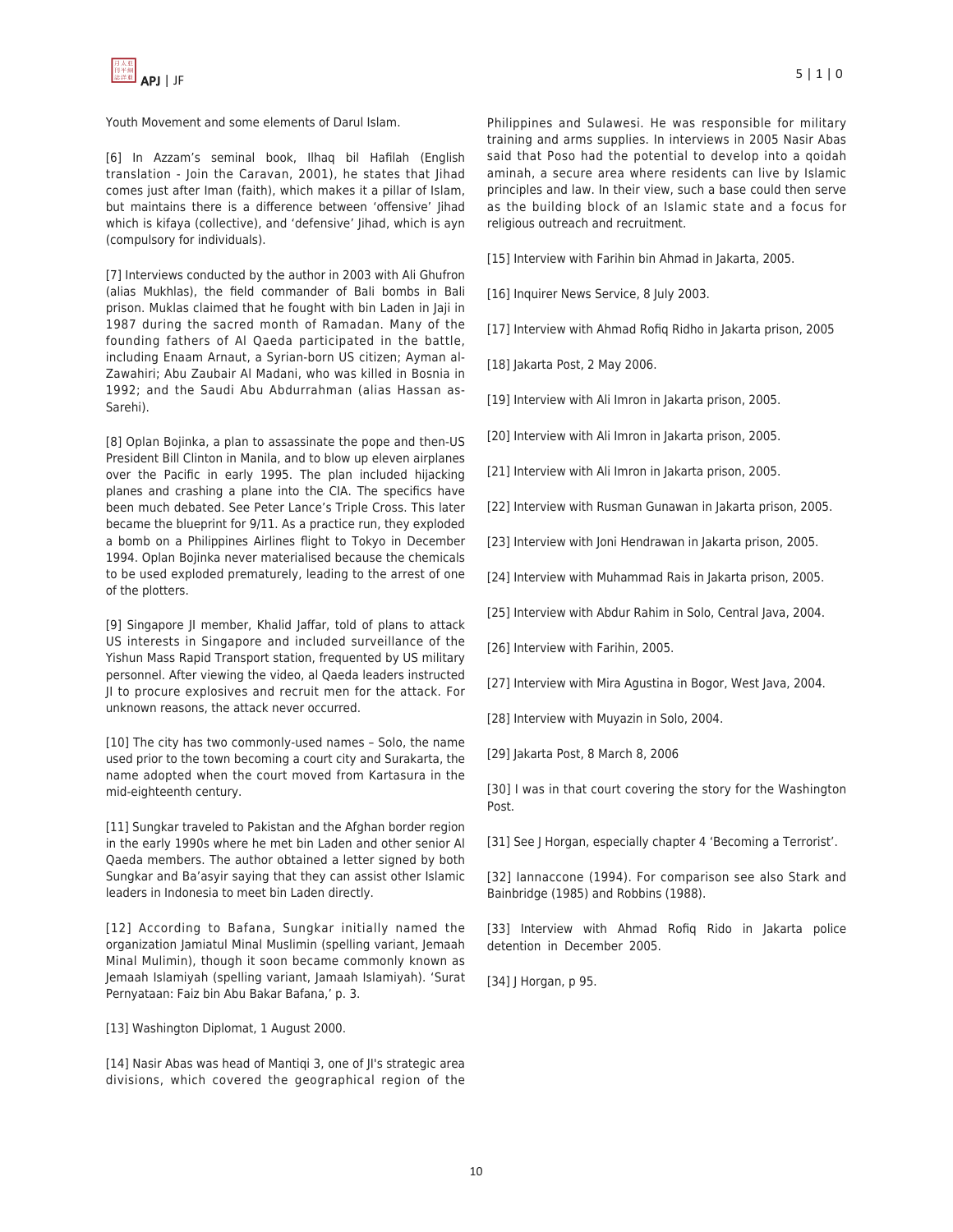Youth Movement and some elements of Darul Islam.

[6] In Azzam's seminal book, Ilhaq bil Hafilah (English translation - Join the Caravan, 2001), he states that Jihad comes just after Iman (faith), which makes it a pillar of Islam, but maintains there is a difference between 'offensive' Jihad which is kifaya (collective), and 'defensive' Jihad, which is ayn (compulsory for individuals).

[7] Interviews conducted by the author in 2003 with Ali Ghufron (alias Mukhlas), the field commander of Bali bombs in Bali prison. Muklas claimed that he fought with bin Laden in Jaji in 1987 during the sacred month of Ramadan. Many of the founding fathers of Al Qaeda participated in the battle, including Enaam Arnaut, a Syrian-born US citizen; Ayman al-Zawahiri; Abu Zaubair Al Madani, who was killed in Bosnia in 1992; and the Saudi Abu Abdurrahman (alias Hassan as-Sarehi).

[8] Oplan Bojinka, a plan to assassinate the pope and then-US President Bill Clinton in Manila, and to blow up eleven airplanes over the Pacific in early 1995. The plan included hijacking planes and crashing a plane into the CIA. The specifics have been much debated. See Peter Lance's Triple Cross. This later became the blueprint for 9/11. As a practice run, they exploded a bomb on a Philippines Airlines flight to Tokyo in December 1994. Oplan Bojinka never materialised because the chemicals to be used exploded prematurely, leading to the arrest of one of the plotters.

[9] Singapore JI member, Khalid Jaffar, told of plans to attack US interests in Singapore and included surveillance of the Yishun Mass Rapid Transport station, frequented by US military personnel. After viewing the video, al Qaeda leaders instructed JI to procure explosives and recruit men for the attack. For unknown reasons, the attack never occurred.

[10] The city has two commonly-used names – Solo, the name used prior to the town becoming a court city and Surakarta, the name adopted when the court moved from Kartasura in the mid-eighteenth century.

[11] Sungkar traveled to Pakistan and the Afghan border region in the early 1990s where he met bin Laden and other senior Al Qaeda members. The author obtained a letter signed by both Sungkar and Ba'asyir saying that they can assist other Islamic leaders in Indonesia to meet bin Laden directly.

[12] According to Bafana, Sungkar initially named the organization Jamiatul Minal Muslimin (spelling variant, Jemaah Minal Mulimin), though it soon became commonly known as Jemaah Islamiyah (spelling variant, Jamaah Islamiyah). 'Surat Pernyataan: Faiz bin Abu Bakar Bafana,' p. 3.

[13] Washington Diplomat, 1 August 2000.

[14] Nasir Abas was head of Mantiqi 3, one of JI's strategic area divisions, which covered the geographical region of the Philippines and Sulawesi. He was responsible for military training and arms supplies. In interviews in 2005 Nasir Abas said that Poso had the potential to develop into a qoidah aminah, a secure area where residents can live by Islamic principles and law. In their view, such a base could then serve as the building block of an Islamic state and a focus for religious outreach and recruitment.

[15] Interview with Farihin bin Ahmad in Jakarta, 2005.

[16] Inquirer News Service, 8 July 2003.

[17] Interview with Ahmad Rofiq Ridho in Jakarta prison, 2005

[18] Jakarta Post, 2 May 2006.

[19] Interview with Ali Imron in Jakarta prison, 2005.

[20] Interview with Ali Imron in Jakarta prison, 2005.

[21] Interview with Ali Imron in Jakarta prison, 2005.

[22] Interview with Rusman Gunawan in Jakarta prison, 2005.

[23] Interview with Joni Hendrawan in Jakarta prison, 2005.

[24] Interview with Muhammad Rais in Jakarta prison, 2005.

[25] Interview with Abdur Rahim in Solo, Central Java, 2004.

[26] Interview with Farihin, 2005.

[27] Interview with Mira Agustina in Bogor, West Java, 2004.

[28] Interview with Muyazin in Solo, 2004.

[29] Jakarta Post, 8 March 8, 2006

[30] I was in that court covering the story for the Washington Post.

[31] See J Horgan, especially chapter 4 'Becoming a Terrorist'.

[32] Iannaccone (1994). For comparison see also Stark and Bainbridge (1985) and Robbins (1988).

[33] Interview with Ahmad Rofiq Rido in Jakarta police detention in December 2005.

[34] J Horgan, p 95.